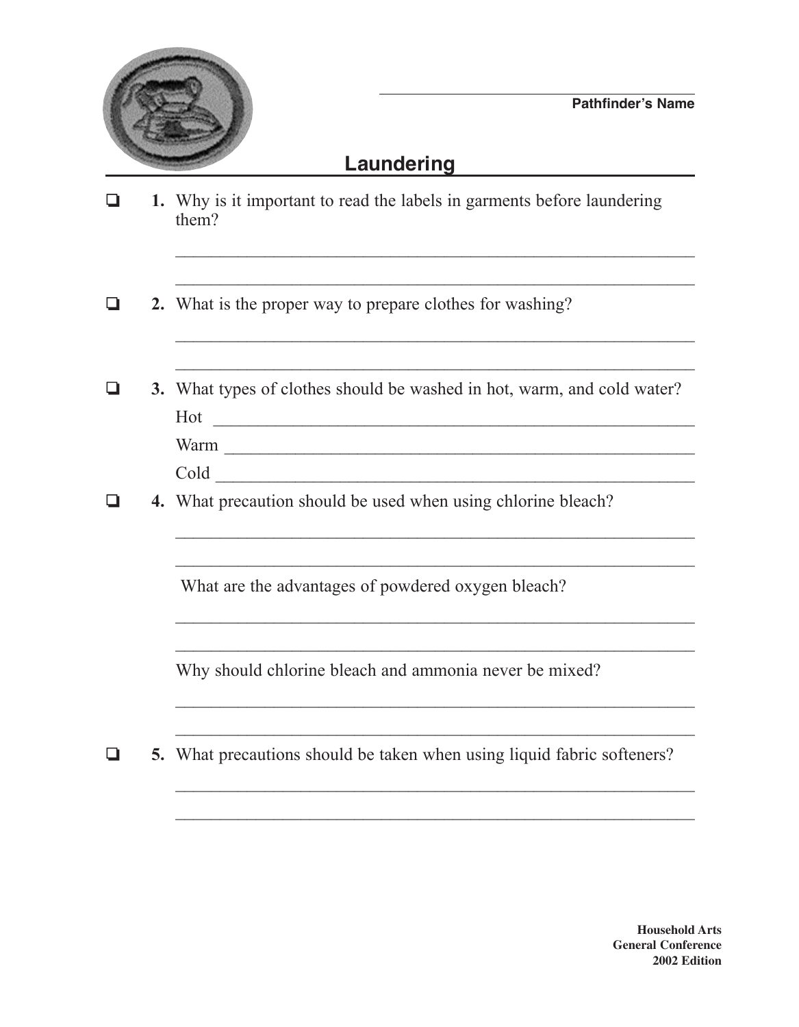Pathfinder's Name

# Laundering

- [ ] **1.** Why is it important to read the labels in garments before laundering them?

- [ ] **2.** What is the proper way to prepare clothes for washing?

- [ ] **3.** What types of clothes should be washed in hot, warm, and cold water?

  Hot

  Warm

  Cold

- [ ] **4.** What precaution should be used when using chlorine bleach?

  What are the advantages of powdered oxygen bleach?

  Why should chlorine bleach and ammonia never be mixed?

- [ ] **5.** What precautions should be taken when using liquid fabric softeners?

**Household Arts**
**General Conference**
**2002 Edition**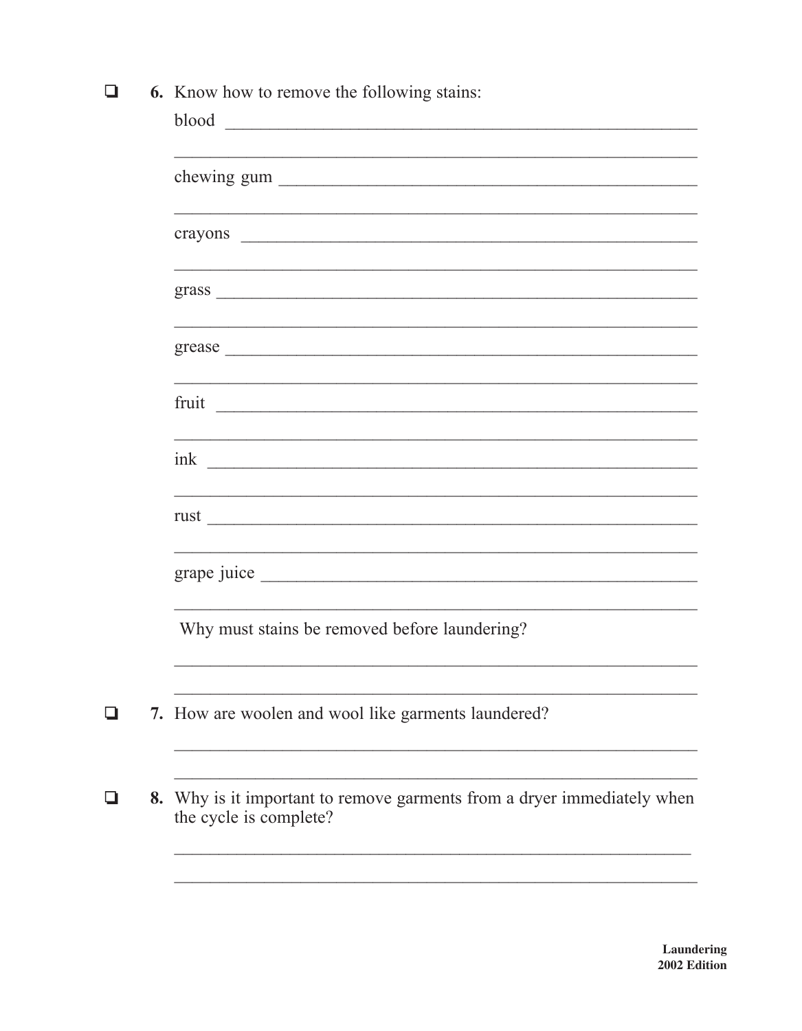- [ ] **6.** Know how to remove the following stains:

   blood ______________________________________________

   ______________________________________________

   chewing gum ______________________________________________

   ______________________________________________

   crayons ______________________________________________

   ______________________________________________

   grass ______________________________________________

   ______________________________________________

   grease ______________________________________________

   ______________________________________________

   fruit ______________________________________________

   ______________________________________________

   ink ______________________________________________

   ______________________________________________

   rust ______________________________________________

   ______________________________________________

   grape juice ______________________________________________

   ______________________________________________

   Why must stains be removed before laundering?

   ______________________________________________

   ______________________________________________

- [ ] **7.** How are woolen and wool like garments laundered?

   ______________________________________________

   ______________________________________________

- [ ] **8.** Why is it important to remove garments from a dryer immediately when the cycle is complete?

   ______________________________________________

   ______________________________________________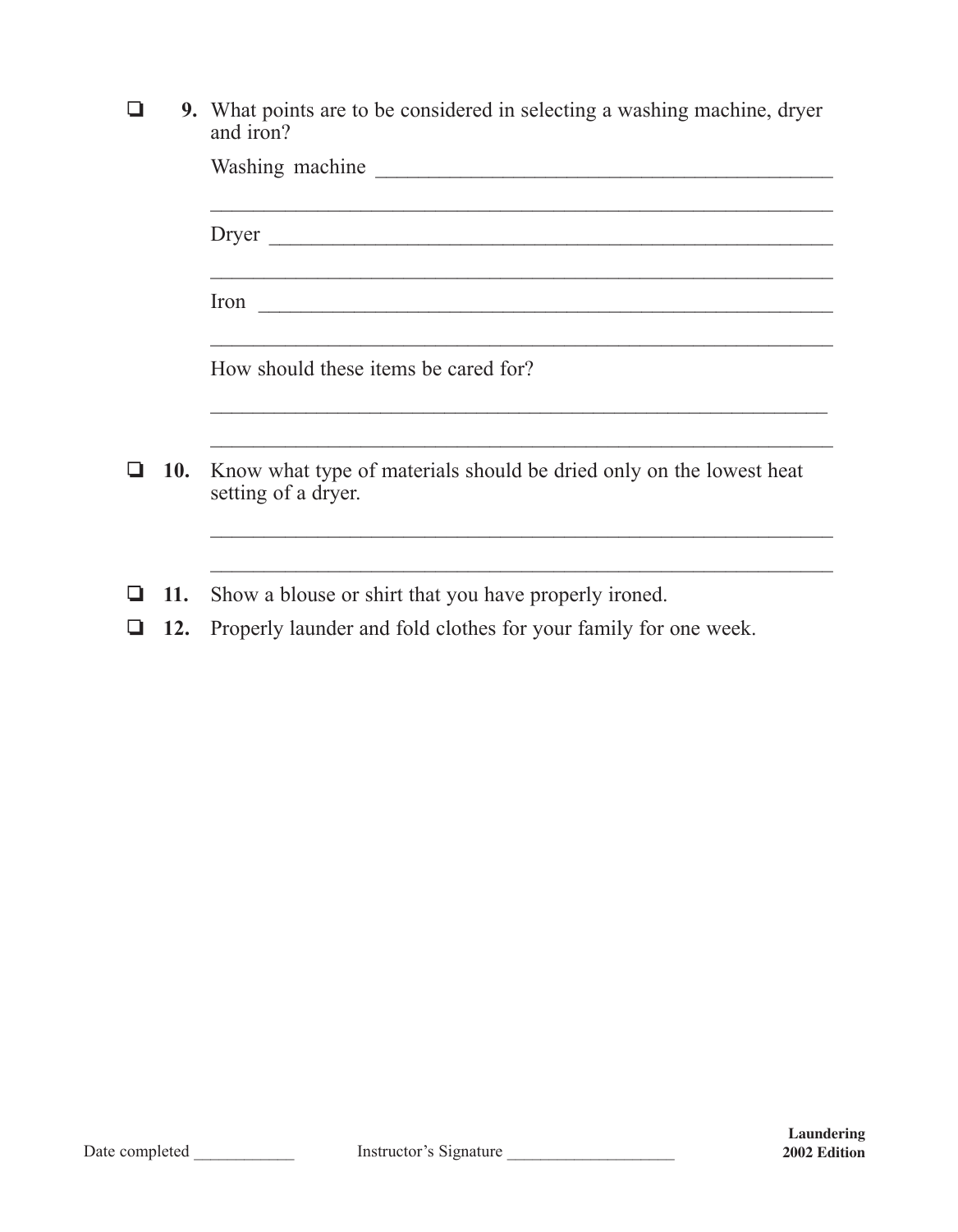- ❑ **9.** What points are to be considered in selecting a washing machine, dryer and iron?

  Washing machine ____________________________________________

  ____________________________________________________________

  Dryer ______________________________________________________

  ____________________________________________________________

  Iron _______________________________________________________

  ____________________________________________________________

  How should these items be cared for?

  ____________________________________________________________

  ____________________________________________________________

- ❑ **10.** Know what type of materials should be dried only on the lowest heat setting of a dryer.

  ____________________________________________________________

  ____________________________________________________________

- ❑ **11.** Show a blouse or shirt that you have properly ironed.
- ❑ **12.** Properly launder and fold clothes for your family for one week.

Date completed ____________ Instructor's Signature ____________________

**Laundering**
**2002 Edition**